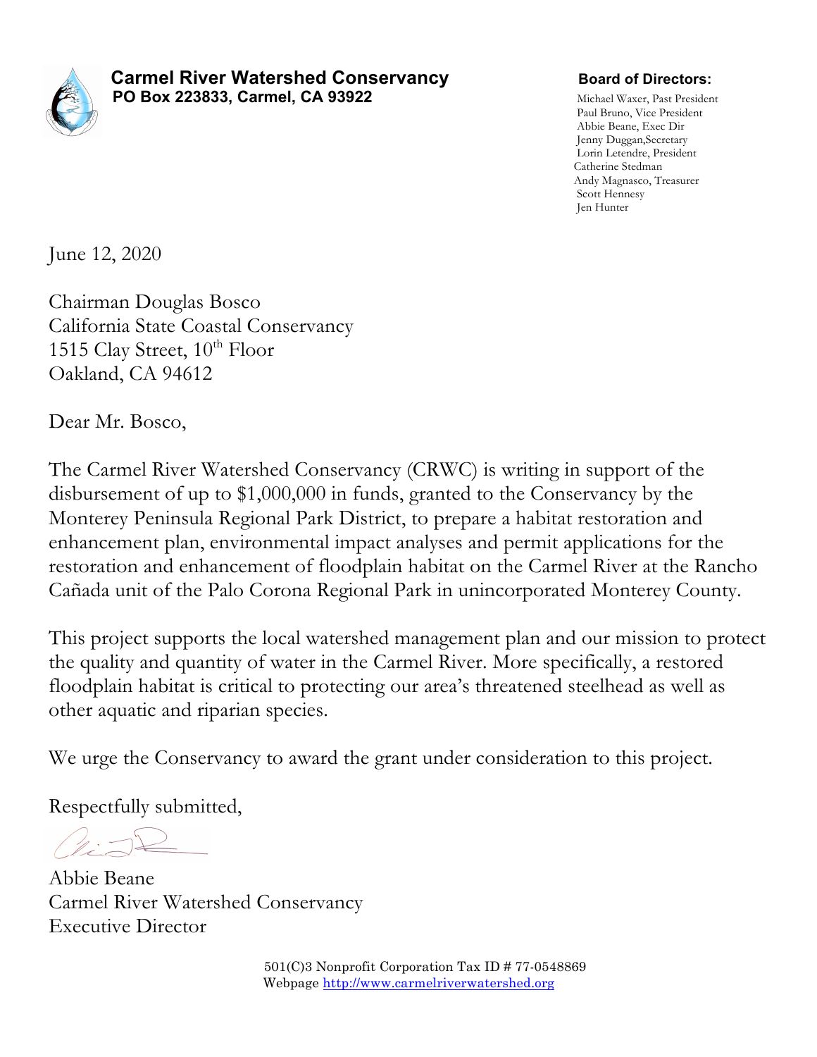**Carmel River Watershed Conservancy**
**PO Box 223833, Carmel, CA 93922**

**Board of Directors:**

Michael Waxer, Past President
Paul Bruno, Vice President
Abbie Beane, Exec Dir
Jenny Duggan,Secretary
Lorin Letendre, President
Catherine Stedman
Andy Magnasco, Treasurer
Scott Hennesy
Jen Hunter

June 12, 2020

Chairman Douglas Bosco
California State Coastal Conservancy
1515 Clay Street, 10th Floor
Oakland, CA 94612

Dear Mr. Bosco,

The Carmel River Watershed Conservancy (CRWC) is writing in support of the disbursement of up to $1,000,000 in funds, granted to the Conservancy by the Monterey Peninsula Regional Park District, to prepare a habitat restoration and enhancement plan, environmental impact analyses and permit applications for the restoration and enhancement of floodplain habitat on the Carmel River at the Rancho Cañada unit of the Palo Corona Regional Park in unincorporated Monterey County.

This project supports the local watershed management plan and our mission to protect the quality and quantity of water in the Carmel River. More specifically, a restored floodplain habitat is critical to protecting our area's threatened steelhead as well as other aquatic and riparian species.

We urge the Conservancy to award the grant under consideration to this project.

Respectfully submitted,

Abbie Beane
Carmel River Watershed Conservancy
Executive Director

501(C)3 Nonprofit Corporation Tax ID # 77-0548869
Webpage http://www.carmelriverwatershed.org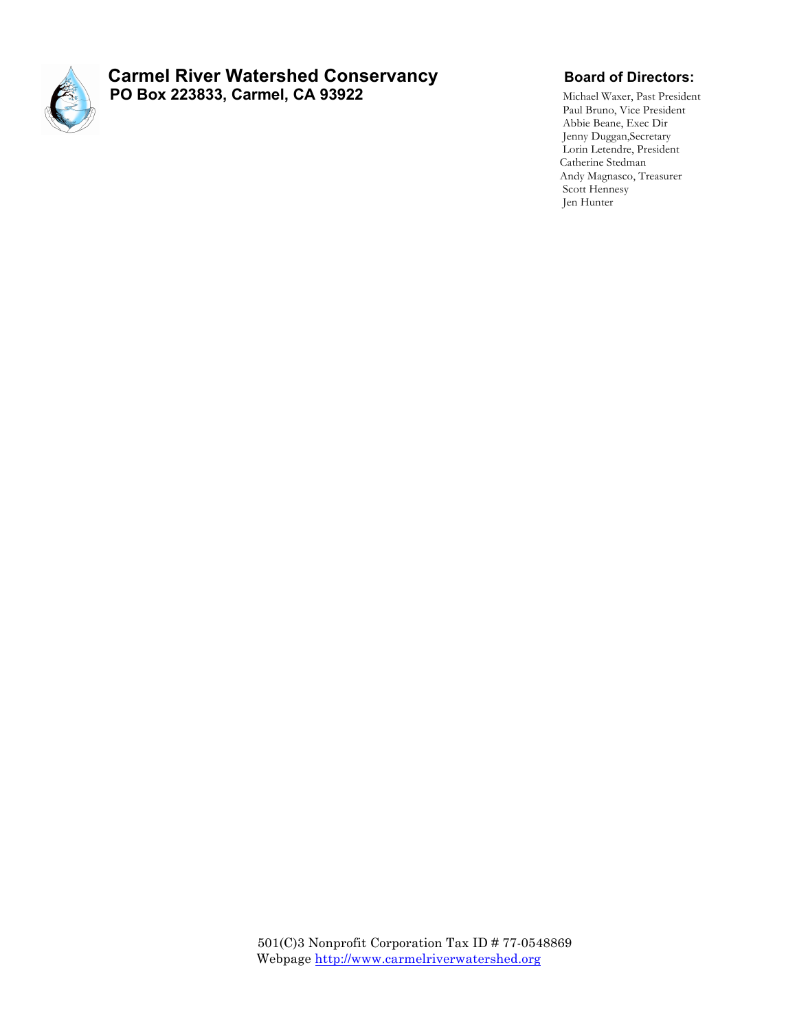**Carmel River Watershed Conservancy**
**PO Box 223833, Carmel, CA 93922**

**Board of Directors:**

Michael Waxer, Past President
Paul Bruno, Vice President
Abbie Beane, Exec Dir
Jenny Duggan,Secretary
Lorin Letendre, President
Catherine Stedman
Andy Magnasco, Treasurer
Scott Hennesy
Jen Hunter

501(C)3 Nonprofit Corporation Tax ID # 77-0548869
Webpage http://www.carmelriverwatershed.org